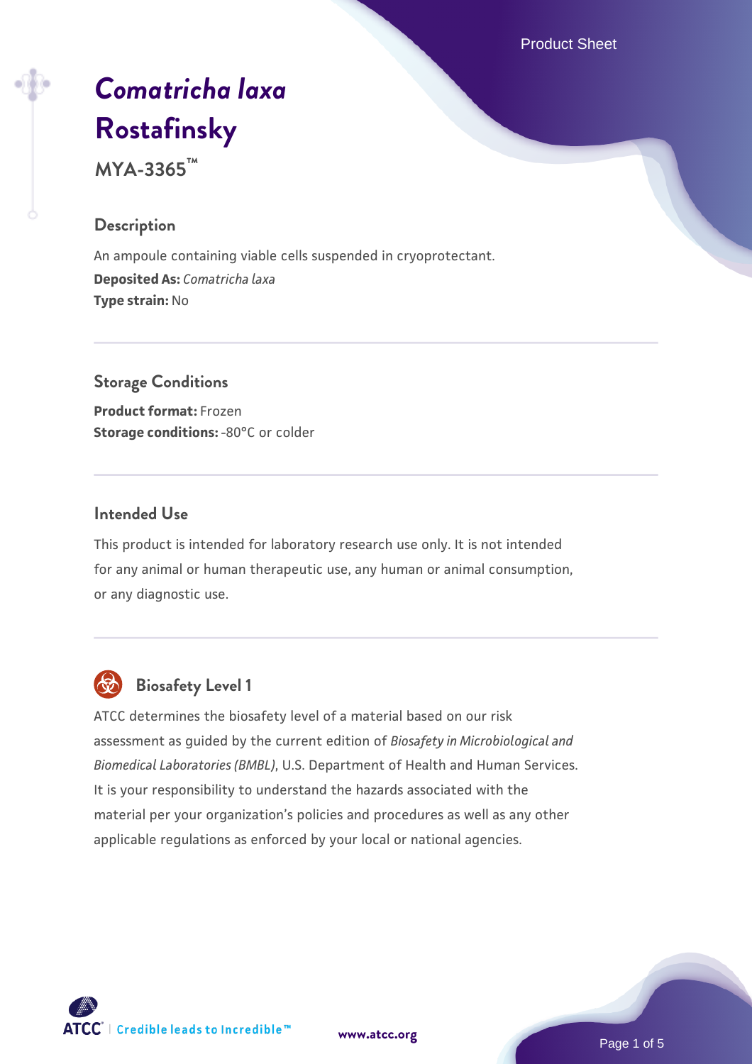# *Comatricha laxa* Rostafinsky

**MYA-3365™**

## Description

An ampoule containing viable cells suspended in cryoprotectant.

**Deposited As:** *Comatricha laxa*

**Type strain:** No

## Storage Conditions

**Product format:** Frozen

**Storage conditions:** -80°C or colder

## Intended Use

This product is intended for laboratory research use only. It is not intended for any animal or human therapeutic use, any human or animal consumption, or any diagnostic use.

## Biosafety Level 1

ATCC determines the biosafety level of a material based on our risk assessment as guided by the current edition of *Biosafety in Microbiological and Biomedical Laboratories (BMBL)*, U.S. Department of Health and Human Services. It is your responsibility to understand the hazards associated with the material per your organization's policies and procedures as well as any other applicable regulations as enforced by your local or national agencies.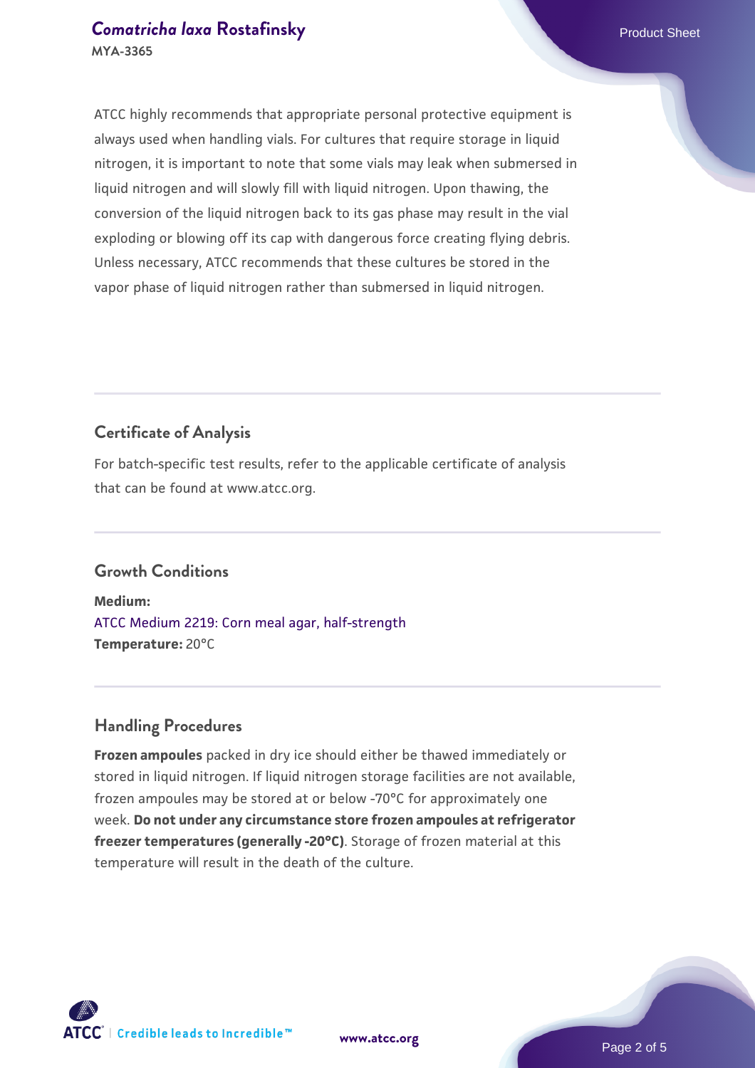ATCC highly recommends that appropriate personal protective equipment is always used when handling vials. For cultures that require storage in liquid nitrogen, it is important to note that some vials may leak when submersed in liquid nitrogen and will slowly fill with liquid nitrogen. Upon thawing, the conversion of the liquid nitrogen back to its gas phase may result in the vial exploding or blowing off its cap with dangerous force creating flying debris. Unless necessary, ATCC recommends that these cultures be stored in the vapor phase of liquid nitrogen rather than submersed in liquid nitrogen.

## Certificate of Analysis

For batch-specific test results, refer to the applicable certificate of analysis that can be found at www.atcc.org.

## Growth Conditions

**Medium:**
ATCC Medium 2219: Corn meal agar, half-strength
**Temperature:** 20°C

## Handling Procedures

**Frozen ampoules** packed in dry ice should either be thawed immediately or stored in liquid nitrogen. If liquid nitrogen storage facilities are not available, frozen ampoules may be stored at or below -70°C for approximately one week. **Do not under any circumstance store frozen ampoules at refrigerator freezer temperatures (generally -20°C)**. Storage of frozen material at this temperature will result in the death of the culture.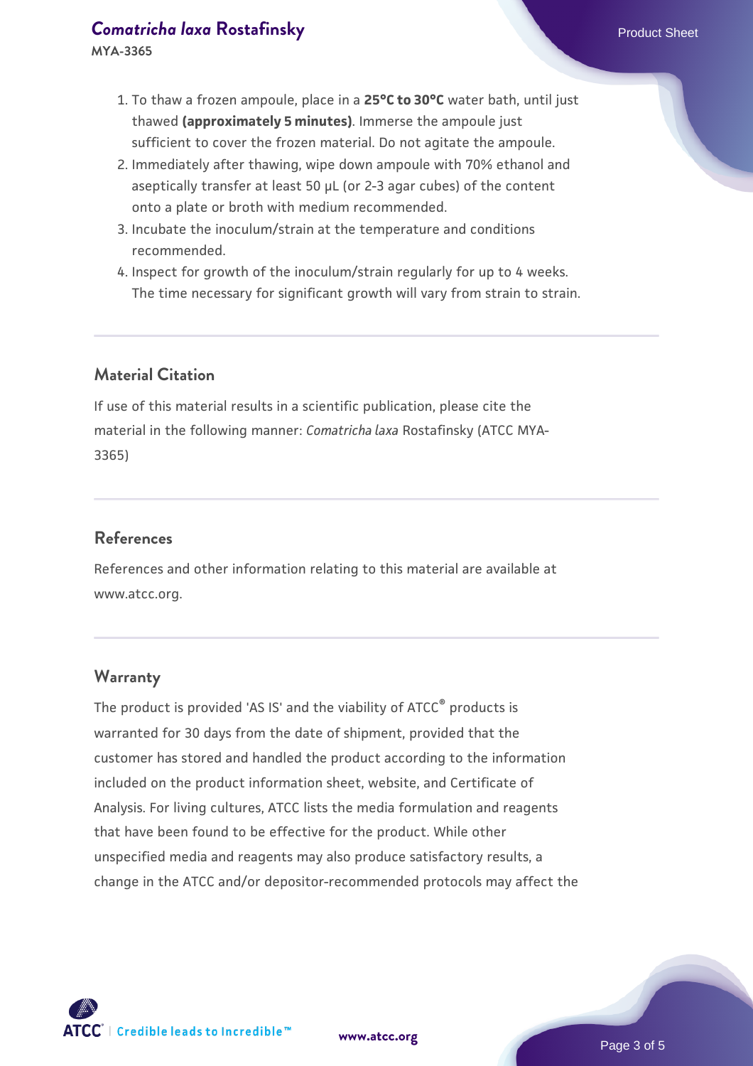1. To thaw a frozen ampoule, place in a **25°C to 30°C** water bath, until just thawed **(approximately 5 minutes)**. Immerse the ampoule just sufficient to cover the frozen material. Do not agitate the ampoule.
2. Immediately after thawing, wipe down ampoule with 70% ethanol and aseptically transfer at least 50 µL (or 2-3 agar cubes) of the content onto a plate or broth with medium recommended.
3. Incubate the inoculum/strain at the temperature and conditions recommended.
4. Inspect for growth of the inoculum/strain regularly for up to 4 weeks. The time necessary for significant growth will vary from strain to strain.

## Material Citation

If use of this material results in a scientific publication, please cite the material in the following manner: *Comatricha laxa* Rostafinsky (ATCC MYA-3365)

## References

References and other information relating to this material are available at www.atcc.org.

## Warranty

The product is provided 'AS IS' and the viability of ATCC® products is warranted for 30 days from the date of shipment, provided that the customer has stored and handled the product according to the information included on the product information sheet, website, and Certificate of Analysis. For living cultures, ATCC lists the media formulation and reagents that have been found to be effective for the product. While other unspecified media and reagents may also produce satisfactory results, a change in the ATCC and/or depositor-recommended protocols may affect the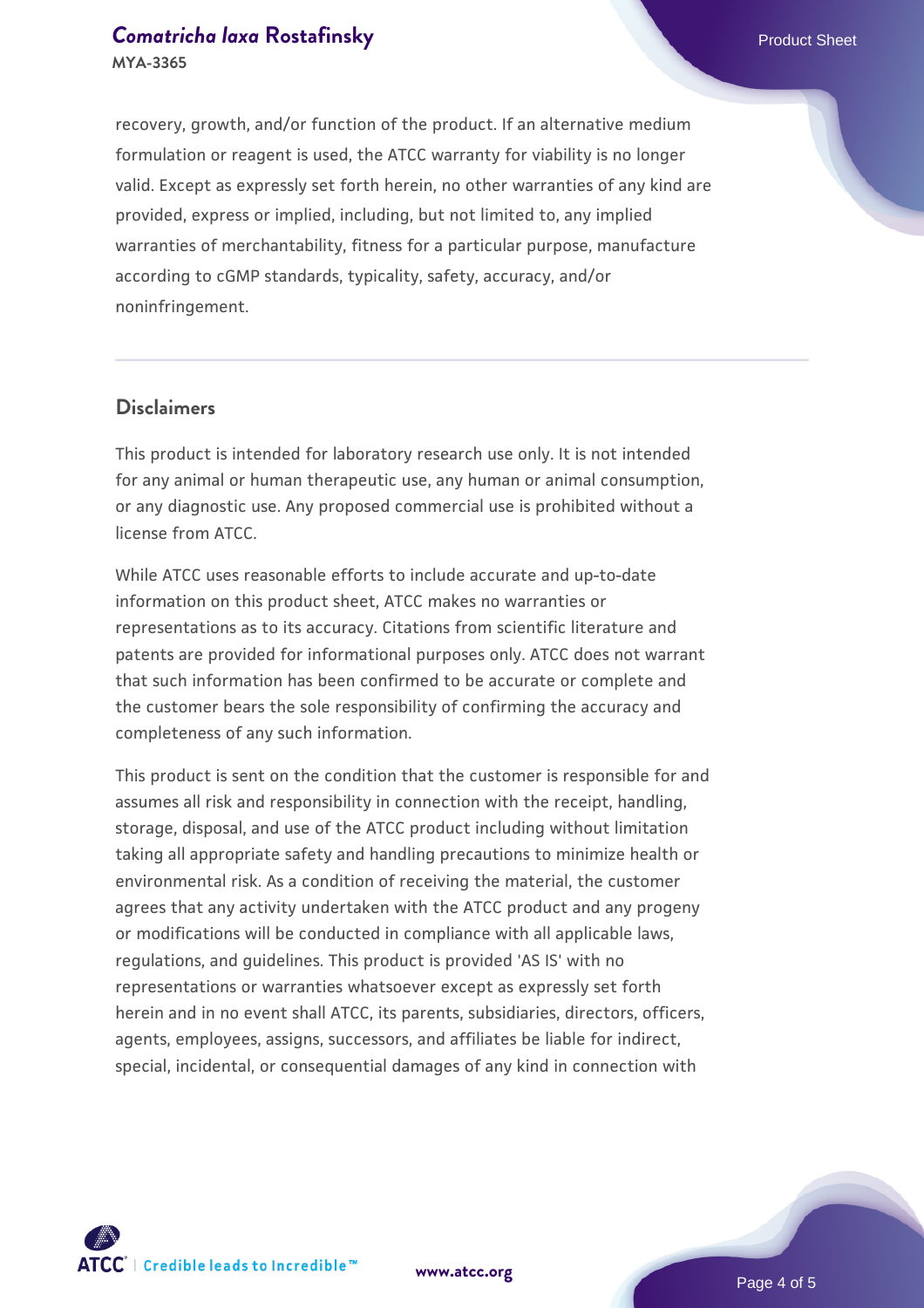recovery, growth, and/or function of the product. If an alternative medium formulation or reagent is used, the ATCC warranty for viability is no longer valid. Except as expressly set forth herein, no other warranties of any kind are provided, express or implied, including, but not limited to, any implied warranties of merchantability, fitness for a particular purpose, manufacture according to cGMP standards, typicality, safety, accuracy, and/or noninfringement.

## Disclaimers

This product is intended for laboratory research use only. It is not intended for any animal or human therapeutic use, any human or animal consumption, or any diagnostic use. Any proposed commercial use is prohibited without a license from ATCC.

While ATCC uses reasonable efforts to include accurate and up-to-date information on this product sheet, ATCC makes no warranties or representations as to its accuracy. Citations from scientific literature and patents are provided for informational purposes only. ATCC does not warrant that such information has been confirmed to be accurate or complete and the customer bears the sole responsibility of confirming the accuracy and completeness of any such information.

This product is sent on the condition that the customer is responsible for and assumes all risk and responsibility in connection with the receipt, handling, storage, disposal, and use of the ATCC product including without limitation taking all appropriate safety and handling precautions to minimize health or environmental risk. As a condition of receiving the material, the customer agrees that any activity undertaken with the ATCC product and any progeny or modifications will be conducted in compliance with all applicable laws, regulations, and guidelines. This product is provided 'AS IS' with no representations or warranties whatsoever except as expressly set forth herein and in no event shall ATCC, its parents, subsidiaries, directors, officers, agents, employees, assigns, successors, and affiliates be liable for indirect, special, incidental, or consequential damages of any kind in connection with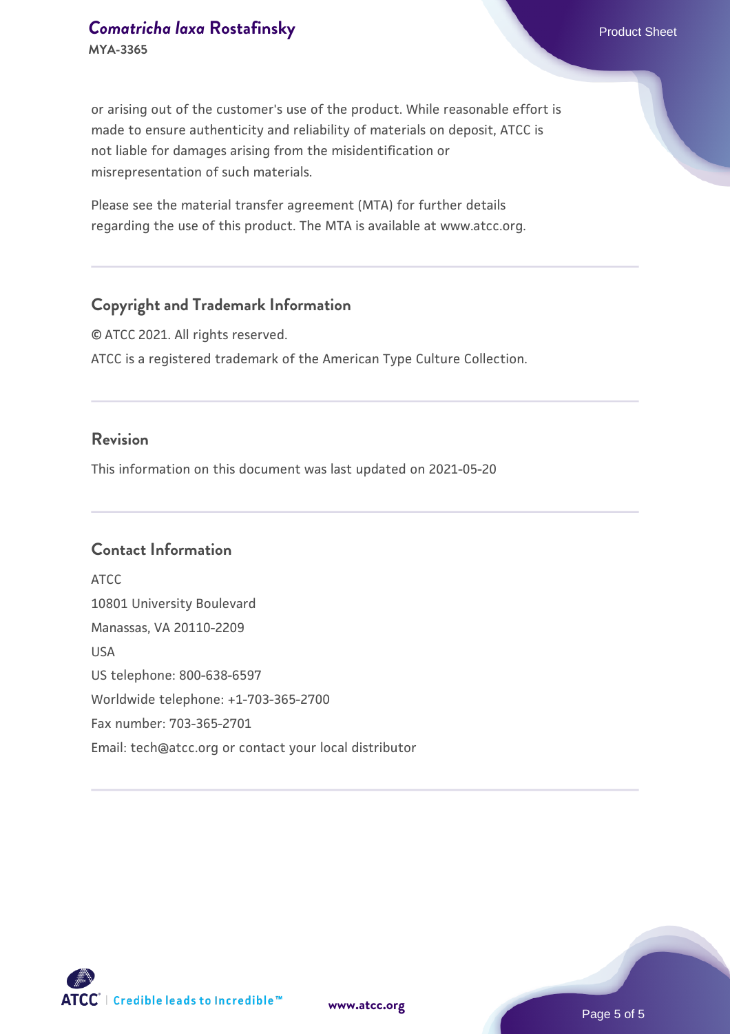or arising out of the customer's use of the product. While reasonable effort is made to ensure authenticity and reliability of materials on deposit, ATCC is not liable for damages arising from the misidentification or misrepresentation of such materials.

Please see the material transfer agreement (MTA) for further details regarding the use of this product. The MTA is available at www.atcc.org.

## Copyright and Trademark Information

© ATCC 2021. All rights reserved.

ATCC is a registered trademark of the American Type Culture Collection.

## Revision

This information on this document was last updated on 2021-05-20

## Contact Information

ATCC
10801 University Boulevard
Manassas, VA 20110-2209
USA
US telephone: 800-638-6597
Worldwide telephone: +1-703-365-2700
Fax number: 703-365-2701
Email: tech@atcc.org or contact your local distributor